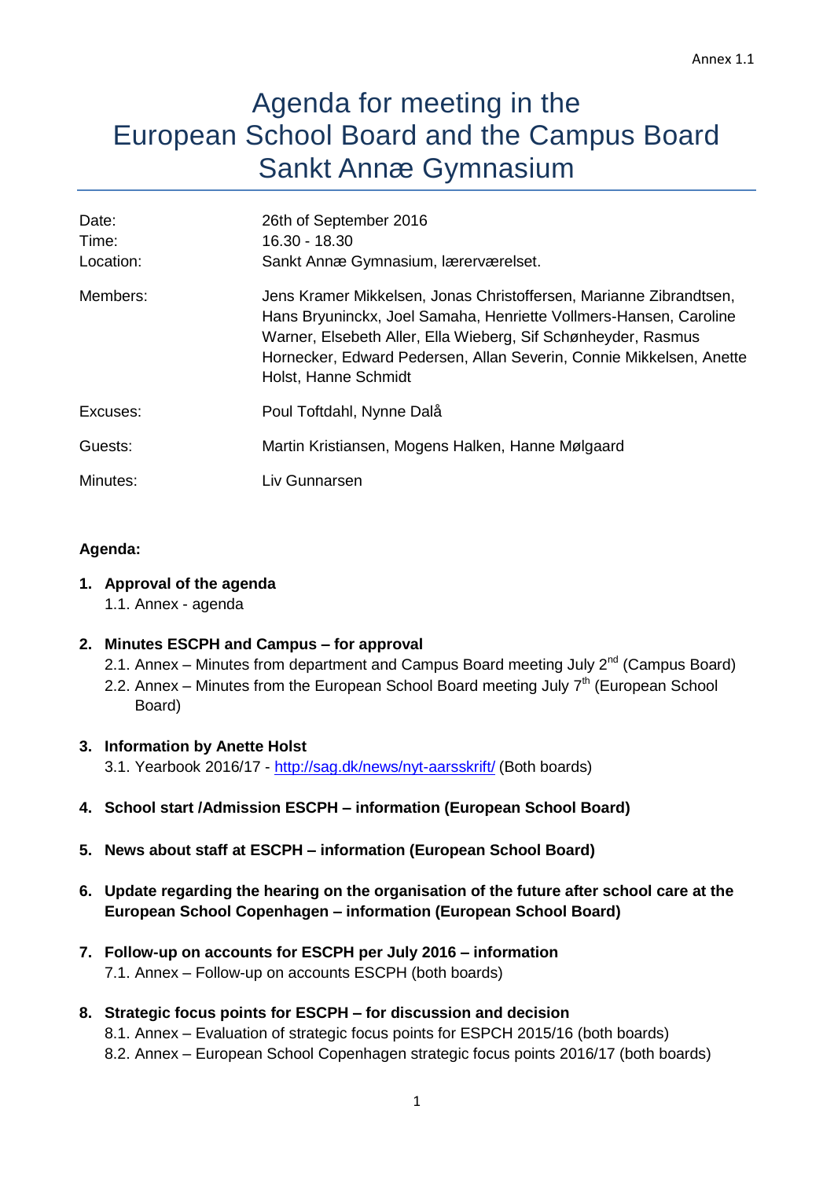Annex 1.1

# Agenda for meeting in the European School Board and the Campus Board Sankt Annæ Gymnasium

| | |
|---|---|
| Date: | 26th of September 2016 |
| Time: | 16.30 - 18.30 |
| Location: | Sankt Annæ Gymnasium, lærerværelset. |
| Members: | Jens Kramer Mikkelsen, Jonas Christoffersen, Marianne Zibrandtsen, Hans Bryuninckx, Joel Samaha, Henriette Vollmers-Hansen, Caroline Warner, Elsebeth Aller, Ella Wieberg, Sif Schønheyder, Rasmus Hornecker, Edward Pedersen, Allan Severin, Connie Mikkelsen, Anette Holst, Hanne Schmidt |
| Excuses: | Poul Toftdahl, Nynne Dalå |
| Guests: | Martin Kristiansen, Mogens Halken, Hanne Mølgaard |
| Minutes: | Liv Gunnarsen |

**Agenda:**

1. **Approval of the agenda**
   1.1. Annex - agenda

2. **Minutes ESCPH and Campus – for approval**
   2.1. Annex – Minutes from department and Campus Board meeting July 2nd (Campus Board)
   2.2. Annex – Minutes from the European School Board meeting July 7th (European School Board)

3. **Information by Anette Holst**
   3.1. Yearbook 2016/17 - http://sag.dk/news/nyt-aarsskrift/ (Both boards)

4. **School start /Admission ESCPH – information (European School Board)**

5. **News about staff at ESCPH – information (European School Board)**

6. **Update regarding the hearing on the organisation of the future after school care at the European School Copenhagen – information (European School Board)**

7. **Follow-up on accounts for ESCPH per July 2016 – information**
   7.1. Annex – Follow-up on accounts ESCPH (both boards)

8. **Strategic focus points for ESCPH – for discussion and decision**
   8.1. Annex – Evaluation of strategic focus points for ESPCH 2015/16 (both boards)
   8.2. Annex – European School Copenhagen strategic focus points 2016/17 (both boards)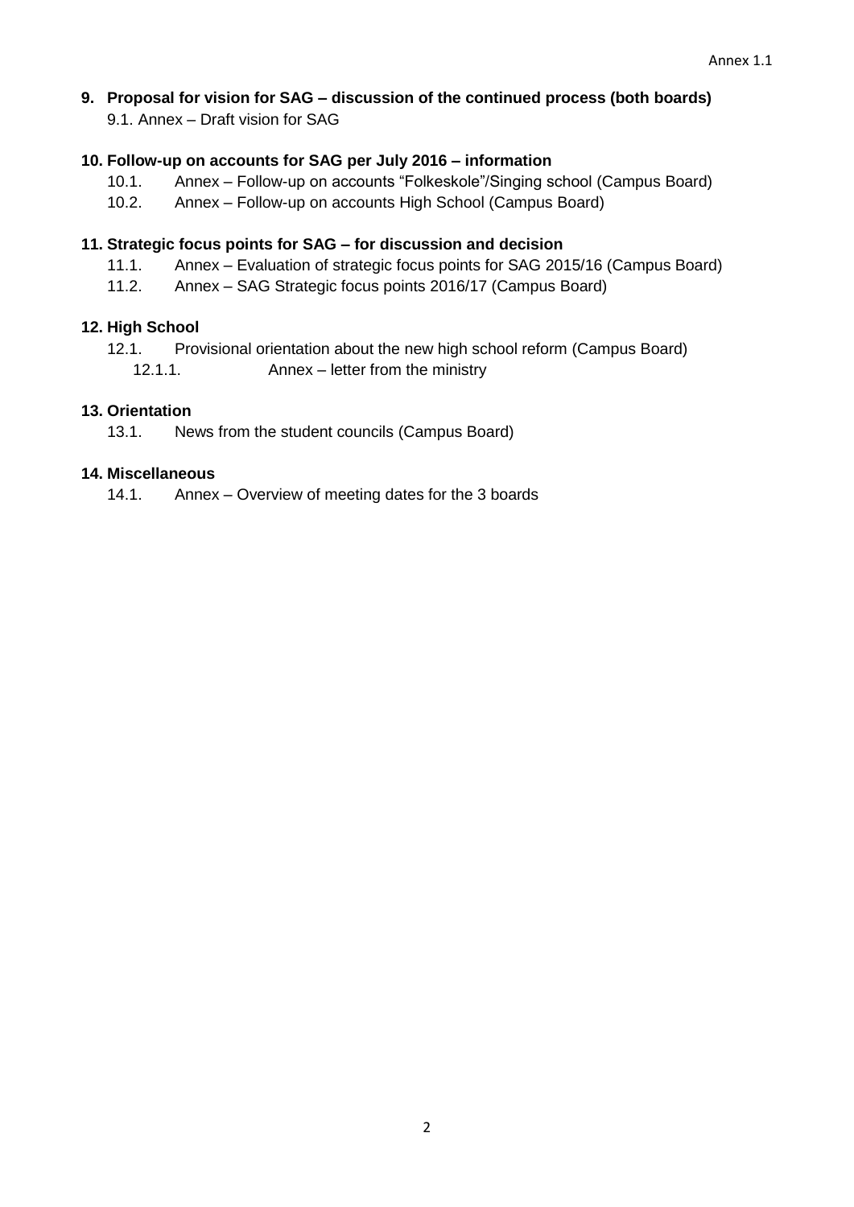Annex 1.1

**9. Proposal for vision for SAG – discussion of the continued process (both boards)**

9.1. Annex – Draft vision for SAG

**10. Follow-up on accounts for SAG per July 2016 – information**

10.1. Annex – Follow-up on accounts “Folkeskole”/Singing school (Campus Board)

10.2. Annex – Follow-up on accounts High School (Campus Board)

**11. Strategic focus points for SAG – for discussion and decision**

11.1. Annex – Evaluation of strategic focus points for SAG 2015/16 (Campus Board)

11.2. Annex – SAG Strategic focus points 2016/17 (Campus Board)

**12. High School**

12.1. Provisional orientation about the new high school reform (Campus Board)

12.1.1. Annex – letter from the ministry

**13. Orientation**

13.1. News from the student councils (Campus Board)

**14. Miscellaneous**

14.1. Annex – Overview of meeting dates for the 3 boards